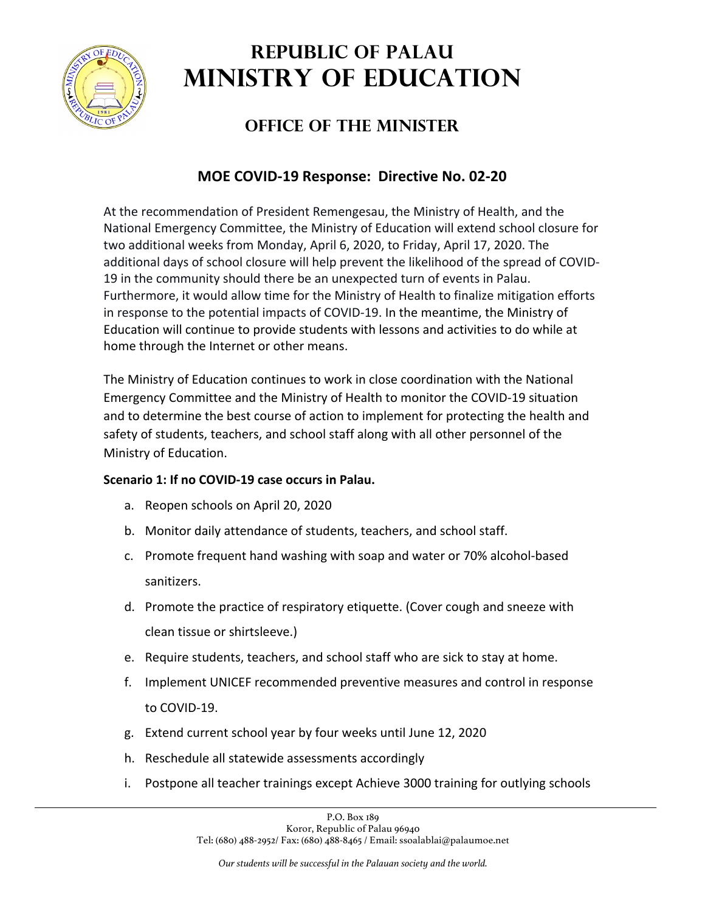# Republic of Palau
# Ministry of Education

## Office of the Minister

### MOE COVID-19 Response: Directive No. 02-20

At the recommendation of President Remengesau, the Ministry of Health, and the National Emergency Committee, the Ministry of Education will extend school closure for two additional weeks from Monday, April 6, 2020, to Friday, April 17, 2020. The additional days of school closure will help prevent the likelihood of the spread of COVID-19 in the community should there be an unexpected turn of events in Palau. Furthermore, it would allow time for the Ministry of Health to finalize mitigation efforts in response to the potential impacts of COVID-19. In the meantime, the Ministry of Education will continue to provide students with lessons and activities to do while at home through the Internet or other means.

The Ministry of Education continues to work in close coordination with the National Emergency Committee and the Ministry of Health to monitor the COVID-19 situation and to determine the best course of action to implement for protecting the health and safety of students, teachers, and school staff along with all other personnel of the Ministry of Education.

**Scenario 1: If no COVID-19 case occurs in Palau.**

a. Reopen schools on April 20, 2020
b. Monitor daily attendance of students, teachers, and school staff.
c. Promote frequent hand washing with soap and water or 70% alcohol-based sanitizers.
d. Promote the practice of respiratory etiquette. (Cover cough and sneeze with clean tissue or shirtsleeve.)
e. Require students, teachers, and school staff who are sick to stay at home.
f. Implement UNICEF recommended preventive measures and control in response to COVID-19.
g. Extend current school year by four weeks until June 12, 2020
h. Reschedule all statewide assessments accordingly
i. Postpone all teacher trainings except Achieve 3000 training for outlying schools

P.O. Box 189
Koror, Republic of Palau 96940
Tel: (680) 488-2952/ Fax: (680) 488-8465 / Email: ssoalablai@palaumoe.net

*Our students will be successful in the Palauan society and the world.*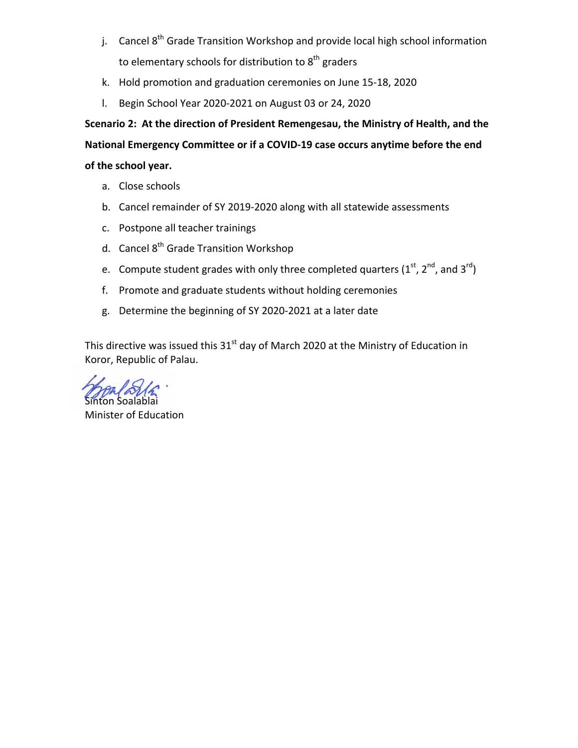j. Cancel 8th Grade Transition Workshop and provide local high school information to elementary schools for distribution to 8th graders
k. Hold promotion and graduation ceremonies on June 15-18, 2020
l. Begin School Year 2020-2021 on August 03 or 24, 2020

**Scenario 2: At the direction of President Remengesau, the Ministry of Health, and the National Emergency Committee or if a COVID-19 case occurs anytime before the end of the school year.**

a. Close schools
b. Cancel remainder of SY 2019-2020 along with all statewide assessments
c. Postpone all teacher trainings
d. Cancel 8th Grade Transition Workshop
e. Compute student grades with only three completed quarters (1st, 2nd, and 3rd)
f. Promote and graduate students without holding ceremonies
g. Determine the beginning of SY 2020-2021 at a later date

This directive was issued this 31st day of March 2020 at the Ministry of Education in Koror, Republic of Palau.

Sinton Soalablai
Minister of Education